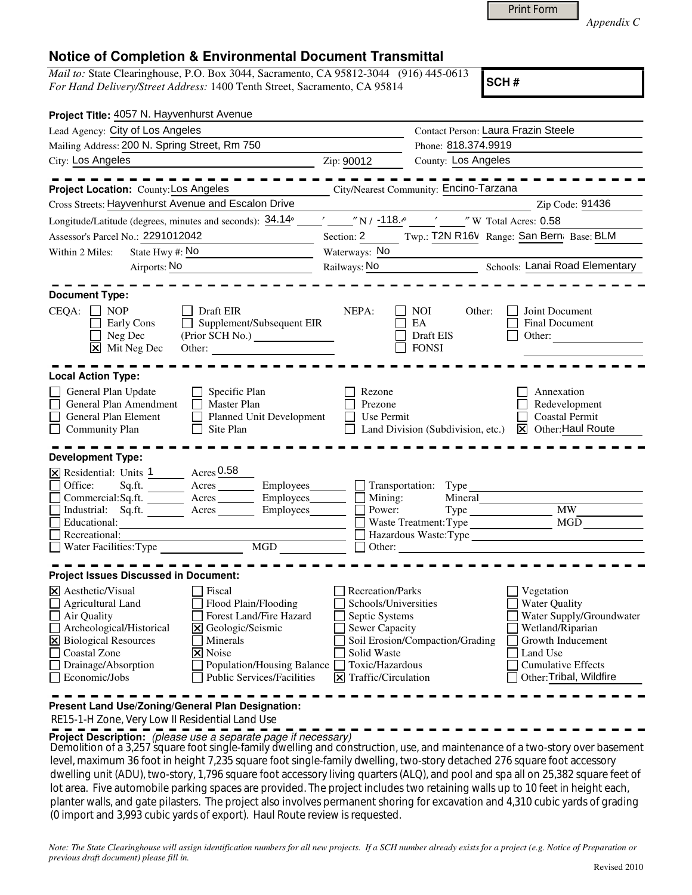Print Form

*Appendix C*

# Notice of Completion & Environmental Document Transmittal

*Mail to:* State Clearinghouse, P.O. Box 3044, Sacramento, CA 95812-3044 (916) 445-0613
*For Hand Delivery/Street Address:* 1400 Tenth Street, Sacramento, CA 95814

**SCH #**

**Project Title:** 4057 N. Hayvenhurst Avenue

Lead Agency: City of Los Angeles
Contact Person: Laura Frazin Steele
Mailing Address: 200 N. Spring Street, Rm 750
Phone: 818.374.9919
City: Los Angeles
Zip: 90012
County: Los Angeles

**Project Location:** County: Los Angeles
City/Nearest Community: Encino-Tarzana
Cross Streets: Hayvenhurst Avenue and Escalon Drive
Zip Code: 91436
Longitude/Latitude (degrees, minutes and seconds): 34.14° ′ ″ N / -118.° ′ ″ W Total Acres: 0.58
Assessor's Parcel No.: 2291012042
Section: 2 Twp.: T2N R16W Range: San Bern Base: BLM
Within 2 Miles: State Hwy #: No
Waterways: No
Airports: No
Railways: No
Schools: Lanai Road Elementary

**Document Type:**

CEQA:
- [ ] NOP
- [ ] Early Cons
- [ ] Neg Dec
- [x] Mit Neg Dec
- [ ] Draft EIR
- [ ] Supplement/Subsequent EIR (Prior SCH No.)
- Other:

NEPA:
- [ ] NOI
- [ ] EA
- [ ] Draft EIS
- [ ] FONSI

Other:
- [ ] Joint Document
- [ ] Final Document
- [ ] Other:

**Local Action Type:**

- [ ] General Plan Update
- [ ] General Plan Amendment
- [ ] General Plan Element
- [ ] Community Plan
- [ ] Specific Plan
- [ ] Master Plan
- [ ] Planned Unit Development
- [ ] Site Plan
- [ ] Rezone
- [ ] Prezone
- [ ] Use Permit
- [ ] Land Division (Subdivision, etc.)
- [ ] Annexation
- [ ] Redevelopment
- [ ] Coastal Permit
- [x] Other: Haul Route

**Development Type:**

- [x] Residential: Units 1 Acres 0.58
- [ ] Office: Sq.ft. Acres Employees
- [ ] Commercial: Sq.ft. Acres Employees
- [ ] Industrial: Sq.ft. Acres Employees
- [ ] Educational:
- [ ] Recreational:
- [ ] Water Facilities: Type MGD
- [ ] Transportation: Type
- [ ] Mining: Mineral
- [ ] Power: Type MW
- [ ] Waste Treatment: Type MGD
- [ ] Hazardous Waste: Type
- [ ] Other:

**Project Issues Discussed in Document:**

- [x] Aesthetic/Visual
- [ ] Agricultural Land
- [ ] Air Quality
- [ ] Archeological/Historical
- [x] Biological Resources
- [ ] Coastal Zone
- [ ] Drainage/Absorption
- [ ] Economic/Jobs
- [ ] Fiscal
- [ ] Flood Plain/Flooding
- [ ] Forest Land/Fire Hazard
- [x] Geologic/Seismic
- [ ] Minerals
- [x] Noise
- [ ] Population/Housing Balance
- [ ] Public Services/Facilities
- [ ] Recreation/Parks
- [ ] Schools/Universities
- [ ] Septic Systems
- [ ] Sewer Capacity
- [ ] Soil Erosion/Compaction/Grading
- [ ] Solid Waste
- [ ] Toxic/Hazardous
- [x] Traffic/Circulation
- [ ] Vegetation
- [ ] Water Quality
- [ ] Water Supply/Groundwater
- [ ] Wetland/Riparian
- [ ] Growth Inducement
- [ ] Land Use
- [ ] Cumulative Effects
- [ ] Other: Tribal, Wildfire

**Present Land Use/Zoning/General Plan Designation:**

RE15-1-H Zone, Very Low II Residential Land Use

**Project Description:** *(please use a separate page if necessary)*

Demolition of a 3,257 square foot single-family dwelling and construction, use, and maintenance of a two-story over basement level, maximum 36 foot in height 7,235 square foot single-family dwelling, two-story detached 276 square foot accessory dwelling unit (ADU), two-story, 1,796 square foot accessory living quarters (ALQ), and pool and spa all on 25,382 square feet of lot area. Five automobile parking spaces are provided. The project includes two retaining walls up to 10 feet in height each, planter walls, and gate pilasters. The project also involves permanent shoring for excavation and 4,310 cubic yards of grading (0 import and 3,993 cubic yards of export). Haul Route review is requested.

*Note: The State Clearinghouse will assign identification numbers for all new projects. If a SCH number already exists for a project (e.g. Notice of Preparation or previous draft document) please fill in.*

Revised 2010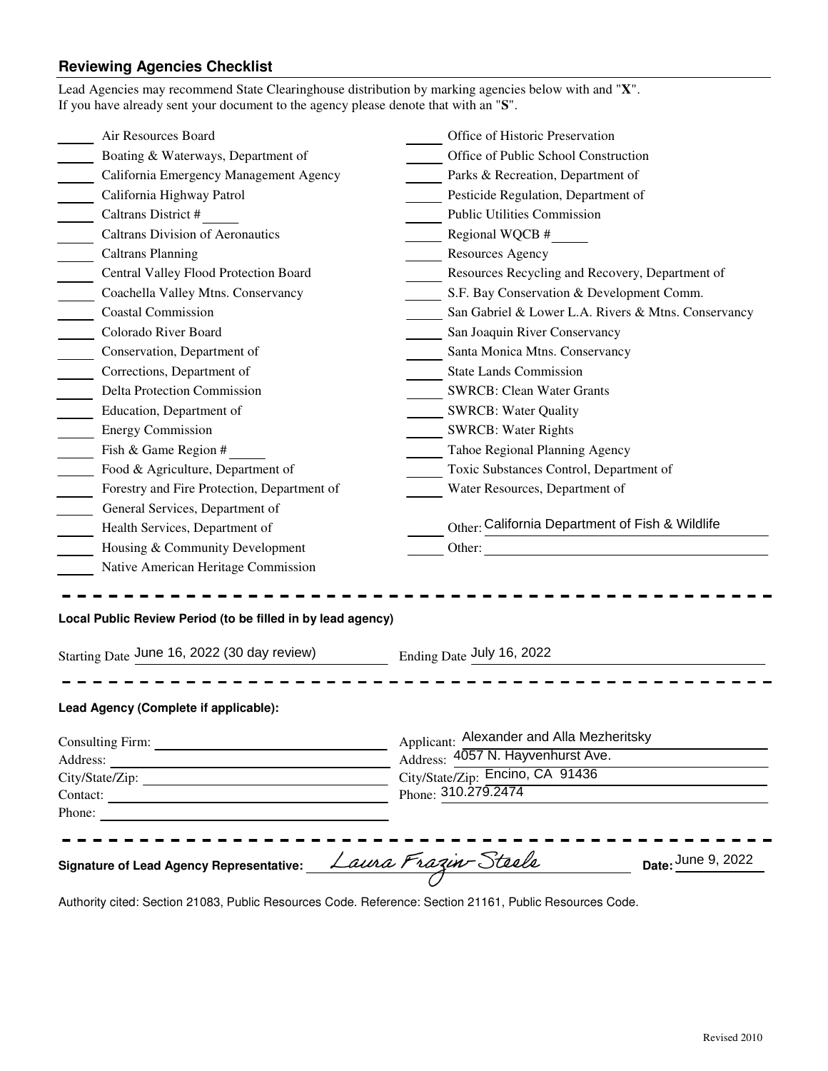## Reviewing Agencies Checklist

Lead Agencies may recommend State Clearinghouse distribution by marking agencies below with and "**X**".
If you have already sent your document to the agency please denote that with an "**S**".

| | |
|---|---|
| ____ Air Resources Board | ____ Office of Historic Preservation |
| ____ Boating & Waterways, Department of | ____ Office of Public School Construction |
| ____ California Emergency Management Agency | ____ Parks & Recreation, Department of |
| ____ California Highway Patrol | ____ Pesticide Regulation, Department of |
| ____ Caltrans District # ____ | ____ Public Utilities Commission |
| ____ Caltrans Division of Aeronautics | ____ Regional WQCB # ____ |
| ____ Caltrans Planning | ____ Resources Agency |
| ____ Central Valley Flood Protection Board | ____ Resources Recycling and Recovery, Department of |
| ____ Coachella Valley Mtns. Conservancy | ____ S.F. Bay Conservation & Development Comm. |
| ____ Coastal Commission | ____ San Gabriel & Lower L.A. Rivers & Mtns. Conservancy |
| ____ Colorado River Board | ____ San Joaquin River Conservancy |
| ____ Conservation, Department of | ____ Santa Monica Mtns. Conservancy |
| ____ Corrections, Department of | ____ State Lands Commission |
| ____ Delta Protection Commission | ____ SWRCB: Clean Water Grants |
| ____ Education, Department of | ____ SWRCB: Water Quality |
| ____ Energy Commission | ____ SWRCB: Water Rights |
| ____ Fish & Game Region # ____ | ____ Tahoe Regional Planning Agency |
| ____ Food & Agriculture, Department of | ____ Toxic Substances Control, Department of |
| ____ Forestry and Fire Protection, Department of | ____ Water Resources, Department of |
| ____ General Services, Department of | |
| ____ Health Services, Department of | ____ Other: California Department of Fish & Wildlife |
| ____ Housing & Community Development | ____ Other: ____ |
| ____ Native American Heritage Commission | |

---

**Local Public Review Period (to be filled in by lead agency)**

Starting Date June 16, 2022 (30 day review) Ending Date July 16, 2022

---

**Lead Agency (Complete if applicable):**

| | |
|---|---|
| Consulting Firm: | Applicant: Alexander and Alla Mezheritsky |
| Address: | Address: 4057 N. Hayvenhurst Ave. |
| City/State/Zip: | City/State/Zip: Encino, CA 91436 |
| Contact: | Phone: 310.279.2474 |
| Phone: | |

---

**Signature of Lead Agency Representative:** Laura Frazin-Steele **Date:** June 9, 2022

Authority cited: Section 21083, Public Resources Code. Reference: Section 21161, Public Resources Code.

Revised 2010